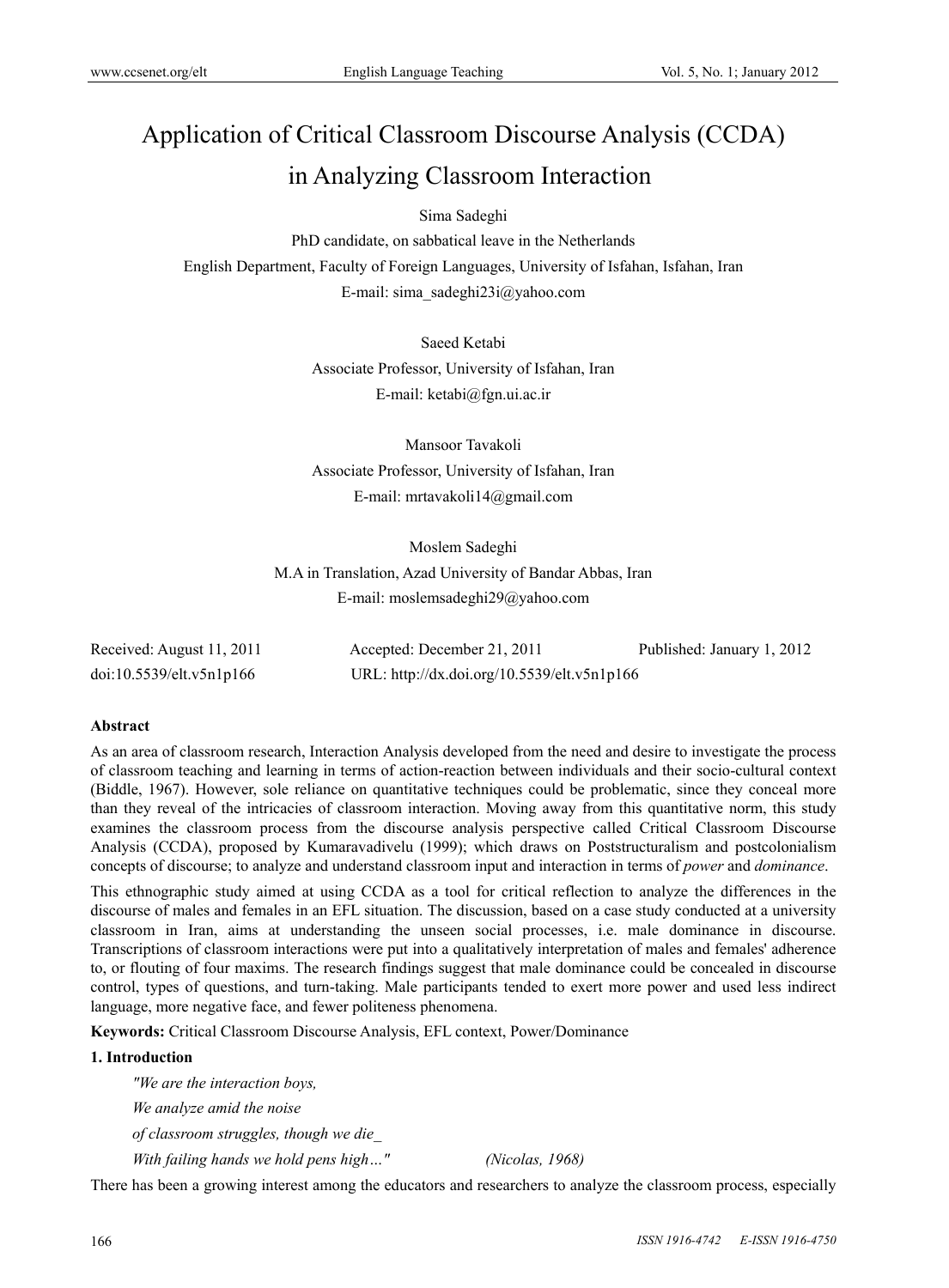# Application of Critical Classroom Discourse Analysis (CCDA) in Analyzing Classroom Interaction

Sima Sadeghi

PhD candidate, on sabbatical leave in the Netherlands

English Department, Faculty of Foreign Languages, University of Isfahan, Isfahan, Iran

E-mail: sima_sadeghi23i@yahoo.com

Saeed Ketabi

Associate Professor, University of Isfahan, Iran

E-mail: ketabi@fgn.ui.ac.ir

Mansoor Tavakoli

Associate Professor, University of Isfahan, Iran

E-mail: mrtavakoli14@gmail.com

Moslem Sadeghi

M.A in Translation, Azad University of Bandar Abbas, Iran

E-mail: moslemsadeghi29@yahoo.com

Received: August 11, 2011 Accepted: December 21, 2011 Published: January 1, 2012

doi:10.5539/elt.v5n1p166 URL: http://dx.doi.org/10.5539/elt.v5n1p166

**Abstract**

As an area of classroom research, Interaction Analysis developed from the need and desire to investigate the process of classroom teaching and learning in terms of action-reaction between individuals and their socio-cultural context (Biddle, 1967). However, sole reliance on quantitative techniques could be problematic, since they conceal more than they reveal of the intricacies of classroom interaction. Moving away from this quantitative norm, this study examines the classroom process from the discourse analysis perspective called Critical Classroom Discourse Analysis (CCDA), proposed by Kumaravadivelu (1999); which draws on Poststructuralism and postcolonialism concepts of discourse; to analyze and understand classroom input and interaction in terms of *power* and *dominance*.

This ethnographic study aimed at using CCDA as a tool for critical reflection to analyze the differences in the discourse of males and females in an EFL situation. The discussion, based on a case study conducted at a university classroom in Iran, aims at understanding the unseen social processes, i.e. male dominance in discourse. Transcriptions of classroom interactions were put into a qualitatively interpretation of males and females' adherence to, or flouting of four maxims. The research findings suggest that male dominance could be concealed in discourse control, types of questions, and turn-taking. Male participants tended to exert more power and used less indirect language, more negative face, and fewer politeness phenomena.

**Keywords:** Critical Classroom Discourse Analysis, EFL context, Power/Dominance

## 1. Introduction

> *"We are the interaction boys,*
> *We analyze amid the noise*
> *of classroom struggles, though we die_*
> *With failing hands we hold pens high…"* (Nicolas, 1968)

There has been a growing interest among the educators and researchers to analyze the classroom process, especially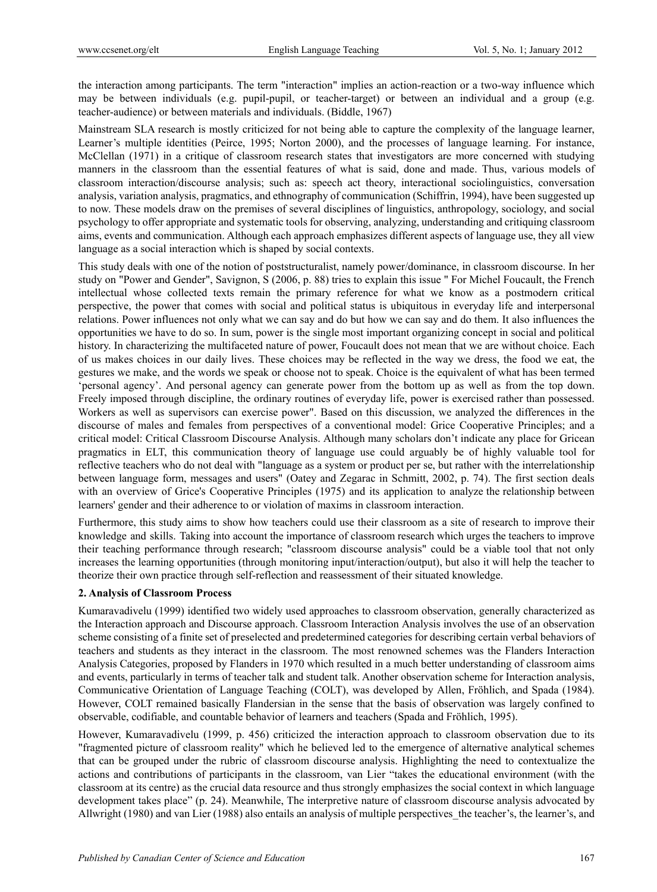the interaction among participants. The term "interaction" implies an action-reaction or a two-way influence which may be between individuals (e.g. pupil-pupil, or teacher-target) or between an individual and a group (e.g. teacher-audience) or between materials and individuals. (Biddle, 1967)

Mainstream SLA research is mostly criticized for not being able to capture the complexity of the language learner, Learner's multiple identities (Peirce, 1995; Norton 2000), and the processes of language learning. For instance, McClellan (1971) in a critique of classroom research states that investigators are more concerned with studying manners in the classroom than the essential features of what is said, done and made. Thus, various models of classroom interaction/discourse analysis; such as: speech act theory, interactional sociolinguistics, conversation analysis, variation analysis, pragmatics, and ethnography of communication (Schiffrin, 1994), have been suggested up to now. These models draw on the premises of several disciplines of linguistics, anthropology, sociology, and social psychology to offer appropriate and systematic tools for observing, analyzing, understanding and critiquing classroom aims, events and communication. Although each approach emphasizes different aspects of language use, they all view language as a social interaction which is shaped by social contexts.

This study deals with one of the notion of poststructuralist, namely power/dominance, in classroom discourse. In her study on "Power and Gender", Savignon, S (2006, p. 88) tries to explain this issue " For Michel Foucault, the French intellectual whose collected texts remain the primary reference for what we know as a postmodern critical perspective, the power that comes with social and political status is ubiquitous in everyday life and interpersonal relations. Power influences not only what we can say and do but how we can say and do them. It also influences the opportunities we have to do so. In sum, power is the single most important organizing concept in social and political history. In characterizing the multifaceted nature of power, Foucault does not mean that we are without choice. Each of us makes choices in our daily lives. These choices may be reflected in the way we dress, the food we eat, the gestures we make, and the words we speak or choose not to speak. Choice is the equivalent of what has been termed 'personal agency'. And personal agency can generate power from the bottom up as well as from the top down. Freely imposed through discipline, the ordinary routines of everyday life, power is exercised rather than possessed. Workers as well as supervisors can exercise power". Based on this discussion, we analyzed the differences in the discourse of males and females from perspectives of a conventional model: Grice Cooperative Principles; and a critical model: Critical Classroom Discourse Analysis. Although many scholars don't indicate any place for Gricean pragmatics in ELT, this communication theory of language use could arguably be of highly valuable tool for reflective teachers who do not deal with "language as a system or product per se, but rather with the interrelationship between language form, messages and users" (Oatey and Zegarac in Schmitt, 2002, p. 74). The first section deals with an overview of Grice's Cooperative Principles (1975) and its application to analyze the relationship between learners' gender and their adherence to or violation of maxims in classroom interaction.

Furthermore, this study aims to show how teachers could use their classroom as a site of research to improve their knowledge and skills. Taking into account the importance of classroom research which urges the teachers to improve their teaching performance through research; "classroom discourse analysis" could be a viable tool that not only increases the learning opportunities (through monitoring input/interaction/output), but also it will help the teacher to theorize their own practice through self-reflection and reassessment of their situated knowledge.

## 2. Analysis of Classroom Process

Kumaravadivelu (1999) identified two widely used approaches to classroom observation, generally characterized as the Interaction approach and Discourse approach. Classroom Interaction Analysis involves the use of an observation scheme consisting of a finite set of preselected and predetermined categories for describing certain verbal behaviors of teachers and students as they interact in the classroom. The most renowned schemes was the Flanders Interaction Analysis Categories, proposed by Flanders in 1970 which resulted in a much better understanding of classroom aims and events, particularly in terms of teacher talk and student talk. Another observation scheme for Interaction analysis, Communicative Orientation of Language Teaching (COLT), was developed by Allen, Fröhlich, and Spada (1984). However, COLT remained basically Flandersian in the sense that the basis of observation was largely confined to observable, codifiable, and countable behavior of learners and teachers (Spada and Fröhlich, 1995).

However, Kumaravadivelu (1999, p. 456) criticized the interaction approach to classroom observation due to its "fragmented picture of classroom reality" which he believed led to the emergence of alternative analytical schemes that can be grouped under the rubric of classroom discourse analysis. Highlighting the need to contextualize the actions and contributions of participants in the classroom, van Lier "takes the educational environment (with the classroom at its centre) as the crucial data resource and thus strongly emphasizes the social context in which language development takes place" (p. 24). Meanwhile, The interpretive nature of classroom discourse analysis advocated by Allwright (1980) and van Lier (1988) also entails an analysis of multiple perspectives_the teacher's, the learner's, and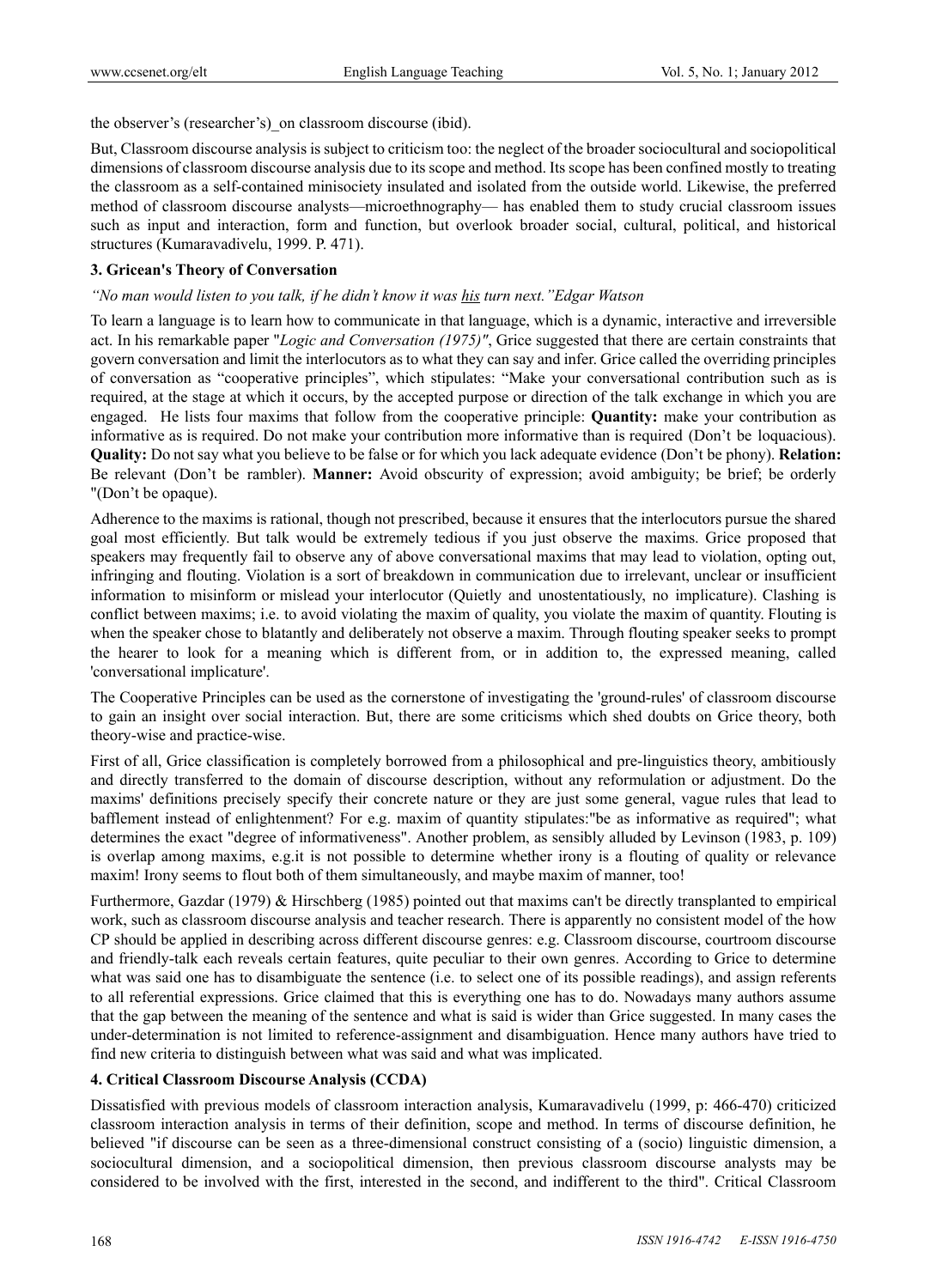the observer's (researcher's)_on classroom discourse (ibid).

But, Classroom discourse analysis is subject to criticism too: the neglect of the broader sociocultural and sociopolitical dimensions of classroom discourse analysis due to its scope and method. Its scope has been confined mostly to treating the classroom as a self-contained minisociety insulated and isolated from the outside world. Likewise, the preferred method of classroom discourse analysts—microethnography— has enabled them to study crucial classroom issues such as input and interaction, form and function, but overlook broader social, cultural, political, and historical structures (Kumaravadivelu, 1999. P. 471).

### 3. Gricean's Theory of Conversation

*"No man would listen to you talk, if he didn't know it was his turn next." Edgar Watson*

To learn a language is to learn how to communicate in that language, which is a dynamic, interactive and irreversible act. In his remarkable paper "*Logic and Conversation (1975)*", Grice suggested that there are certain constraints that govern conversation and limit the interlocutors as to what they can say and infer. Grice called the overriding principles of conversation as "cooperative principles", which stipulates: "Make your conversational contribution such as is required, at the stage at which it occurs, by the accepted purpose or direction of the talk exchange in which you are engaged. He lists four maxims that follow from the cooperative principle: **Quantity:** make your contribution as informative as is required. Do not make your contribution more informative than is required (Don't be loquacious). **Quality:** Do not say what you believe to be false or for which you lack adequate evidence (Don't be phony). **Relation:** Be relevant (Don't be rambler). **Manner:** Avoid obscurity of expression; avoid ambiguity; be brief; be orderly "(Don't be opaque).

Adherence to the maxims is rational, though not prescribed, because it ensures that the interlocutors pursue the shared goal most efficiently. But talk would be extremely tedious if you just observe the maxims. Grice proposed that speakers may frequently fail to observe any of above conversational maxims that may lead to violation, opting out, infringing and flouting. Violation is a sort of breakdown in communication due to irrelevant, unclear or insufficient information to misinform or mislead your interlocutor (Quietly and unostentatiously, no implicature). Clashing is conflict between maxims; i.e. to avoid violating the maxim of quality, you violate the maxim of quantity. Flouting is when the speaker chose to blatantly and deliberately not observe a maxim. Through flouting speaker seeks to prompt the hearer to look for a meaning which is different from, or in addition to, the expressed meaning, called 'conversational implicature'.

The Cooperative Principles can be used as the cornerstone of investigating the 'ground-rules' of classroom discourse to gain an insight over social interaction. But, there are some criticisms which shed doubts on Grice theory, both theory-wise and practice-wise.

First of all, Grice classification is completely borrowed from a philosophical and pre-linguistics theory, ambitiously and directly transferred to the domain of discourse description, without any reformulation or adjustment. Do the maxims' definitions precisely specify their concrete nature or they are just some general, vague rules that lead to bafflement instead of enlightenment? For e.g. maxim of quantity stipulates:"be as informative as required"; what determines the exact "degree of informativeness". Another problem, as sensibly alluded by Levinson (1983, p. 109) is overlap among maxims, e.g.it is not possible to determine whether irony is a flouting of quality or relevance maxim! Irony seems to flout both of them simultaneously, and maybe maxim of manner, too!

Furthermore, Gazdar (1979) & Hirschberg (1985) pointed out that maxims can't be directly transplanted to empirical work, such as classroom discourse analysis and teacher research. There is apparently no consistent model of the how CP should be applied in describing across different discourse genres: e.g. Classroom discourse, courtroom discourse and friendly-talk each reveals certain features, quite peculiar to their own genres. According to Grice to determine what was said one has to disambiguate the sentence (i.e. to select one of its possible readings), and assign referents to all referential expressions. Grice claimed that this is everything one has to do. Nowadays many authors assume that the gap between the meaning of the sentence and what is said is wider than Grice suggested. In many cases the under-determination is not limited to reference-assignment and disambiguation. Hence many authors have tried to find new criteria to distinguish between what was said and what was implicated.

### 4. Critical Classroom Discourse Analysis (CCDA)

Dissatisfied with previous models of classroom interaction analysis, Kumaravadivelu (1999, p: 466-470) criticized classroom interaction analysis in terms of their definition, scope and method. In terms of discourse definition, he believed "if discourse can be seen as a three-dimensional construct consisting of a (socio) linguistic dimension, a sociocultural dimension, and a sociopolitical dimension, then previous classroom discourse analysts may be considered to be involved with the first, interested in the second, and indifferent to the third". Critical Classroom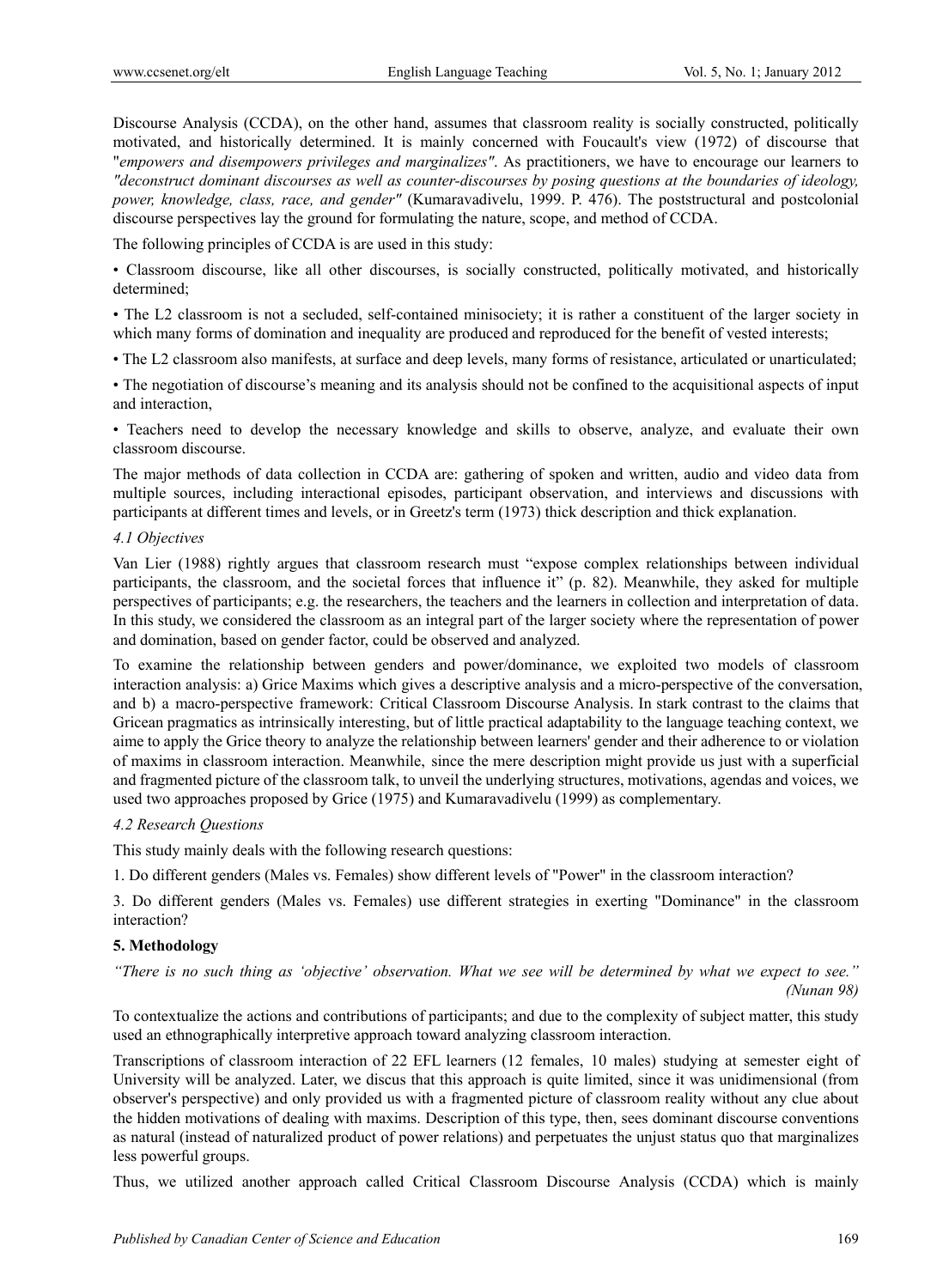Discourse Analysis (CCDA), on the other hand, assumes that classroom reality is socially constructed, politically motivated, and historically determined. It is mainly concerned with Foucault's view (1972) of discourse that "*empowers and disempowers privileges and marginalizes"*. As practitioners, we have to encourage our learners to *"deconstruct dominant discourses as well as counter-discourses by posing questions at the boundaries of ideology, power, knowledge, class, race, and gender"* (Kumaravadivelu, 1999. P. 476). The poststructural and postcolonial discourse perspectives lay the ground for formulating the nature, scope, and method of CCDA.

The following principles of CCDA is are used in this study:

• Classroom discourse, like all other discourses, is socially constructed, politically motivated, and historically determined;

• The L2 classroom is not a secluded, self-contained minisociety; it is rather a constituent of the larger society in which many forms of domination and inequality are produced and reproduced for the benefit of vested interests;

• The L2 classroom also manifests, at surface and deep levels, many forms of resistance, articulated or unarticulated;

• The negotiation of discourse's meaning and its analysis should not be confined to the acquisitional aspects of input and interaction,

• Teachers need to develop the necessary knowledge and skills to observe, analyze, and evaluate their own classroom discourse.

The major methods of data collection in CCDA are: gathering of spoken and written, audio and video data from multiple sources, including interactional episodes, participant observation, and interviews and discussions with participants at different times and levels, or in Greetz's term (1973) thick description and thick explanation.

### *4.1 Objectives*

Van Lier (1988) rightly argues that classroom research must "expose complex relationships between individual participants, the classroom, and the societal forces that influence it" (p. 82). Meanwhile, they asked for multiple perspectives of participants; e.g. the researchers, the teachers and the learners in collection and interpretation of data. In this study, we considered the classroom as an integral part of the larger society where the representation of power and domination, based on gender factor, could be observed and analyzed.

To examine the relationship between genders and power/dominance, we exploited two models of classroom interaction analysis: a) Grice Maxims which gives a descriptive analysis and a micro-perspective of the conversation, and b) a macro-perspective framework: Critical Classroom Discourse Analysis. In stark contrast to the claims that Gricean pragmatics as intrinsically interesting, but of little practical adaptability to the language teaching context, we aime to apply the Grice theory to analyze the relationship between learners' gender and their adherence to or violation of maxims in classroom interaction. Meanwhile, since the mere description might provide us just with a superficial and fragmented picture of the classroom talk, to unveil the underlying structures, motivations, agendas and voices, we used two approaches proposed by Grice (1975) and Kumaravadivelu (1999) as complementary.

### *4.2 Research Questions*

This study mainly deals with the following research questions:

1. Do different genders (Males vs. Females) show different levels of "Power" in the classroom interaction?

3. Do different genders (Males vs. Females) use different strategies in exerting "Dominance" in the classroom interaction?

## **5. Methodology**

*"There is no such thing as 'objective' observation. What we see will be determined by what we expect to see." (Nunan 98)*

To contextualize the actions and contributions of participants; and due to the complexity of subject matter, this study used an ethnographically interpretive approach toward analyzing classroom interaction.

Transcriptions of classroom interaction of 22 EFL learners (12 females, 10 males) studying at semester eight of University will be analyzed. Later, we discus that this approach is quite limited, since it was unidimensional (from observer's perspective) and only provided us with a fragmented picture of classroom reality without any clue about the hidden motivations of dealing with maxims. Description of this type, then, sees dominant discourse conventions as natural (instead of naturalized product of power relations) and perpetuates the unjust status quo that marginalizes less powerful groups.

Thus, we utilized another approach called Critical Classroom Discourse Analysis (CCDA) which is mainly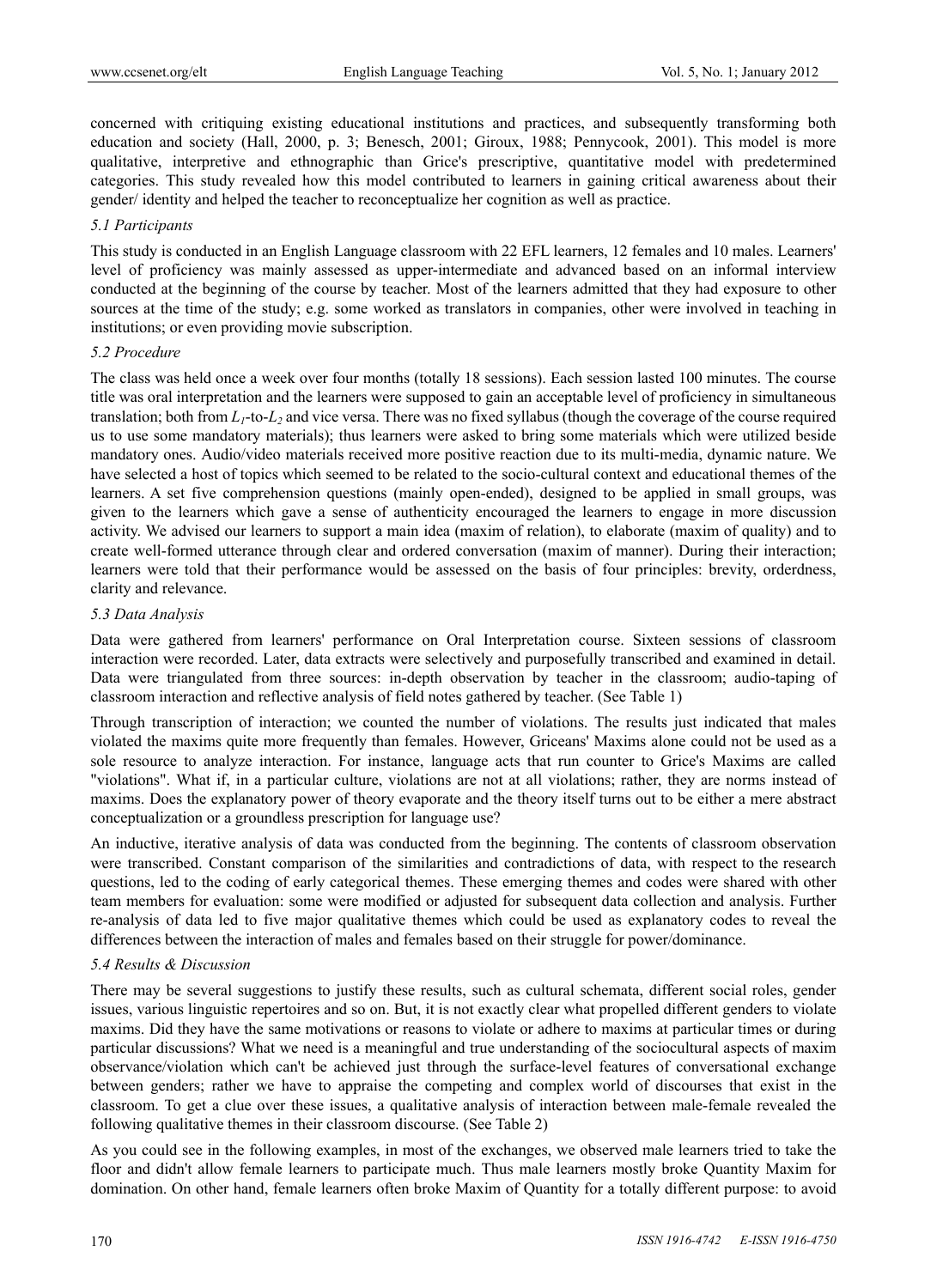concerned with critiquing existing educational institutions and practices, and subsequently transforming both education and society (Hall, 2000, p. 3; Benesch, 2001; Giroux, 1988; Pennycook, 2001). This model is more qualitative, interpretive and ethnographic than Grice's prescriptive, quantitative model with predetermined categories. This study revealed how this model contributed to learners in gaining critical awareness about their gender/ identity and helped the teacher to reconceptualize her cognition as well as practice.

### *5.1 Participants*

This study is conducted in an English Language classroom with 22 EFL learners, 12 females and 10 males. Learners' level of proficiency was mainly assessed as upper-intermediate and advanced based on an informal interview conducted at the beginning of the course by teacher. Most of the learners admitted that they had exposure to other sources at the time of the study; e.g. some worked as translators in companies, other were involved in teaching in institutions; or even providing movie subscription.

### *5.2 Procedure*

The class was held once a week over four months (totally 18 sessions). Each session lasted 100 minutes. The course title was oral interpretation and the learners were supposed to gain an acceptable level of proficiency in simultaneous translation; both from $L_1$-to-$L_2$ and vice versa. There was no fixed syllabus (though the coverage of the course required us to use some mandatory materials); thus learners were asked to bring some materials which were utilized beside mandatory ones. Audio/video materials received more positive reaction due to its multi-media, dynamic nature. We have selected a host of topics which seemed to be related to the socio-cultural context and educational themes of the learners. A set five comprehension questions (mainly open-ended), designed to be applied in small groups, was given to the learners which gave a sense of authenticity encouraged the learners to engage in more discussion activity. We advised our learners to support a main idea (maxim of relation), to elaborate (maxim of quality) and to create well-formed utterance through clear and ordered conversation (maxim of manner). During their interaction; learners were told that their performance would be assessed on the basis of four principles: brevity, orderdness, clarity and relevance.

### *5.3 Data Analysis*

Data were gathered from learners' performance on Oral Interpretation course. Sixteen sessions of classroom interaction were recorded. Later, data extracts were selectively and purposefully transcribed and examined in detail. Data were triangulated from three sources: in-depth observation by teacher in the classroom; audio-taping of classroom interaction and reflective analysis of field notes gathered by teacher. (See Table 1)

Through transcription of interaction; we counted the number of violations. The results just indicated that males violated the maxims quite more frequently than females. However, Griceans' Maxims alone could not be used as a sole resource to analyze interaction. For instance, language acts that run counter to Grice's Maxims are called "violations". What if, in a particular culture, violations are not at all violations; rather, they are norms instead of maxims. Does the explanatory power of theory evaporate and the theory itself turns out to be either a mere abstract conceptualization or a groundless prescription for language use?

An inductive, iterative analysis of data was conducted from the beginning. The contents of classroom observation were transcribed. Constant comparison of the similarities and contradictions of data, with respect to the research questions, led to the coding of early categorical themes. These emerging themes and codes were shared with other team members for evaluation: some were modified or adjusted for subsequent data collection and analysis. Further re-analysis of data led to five major qualitative themes which could be used as explanatory codes to reveal the differences between the interaction of males and females based on their struggle for power/dominance.

### *5.4 Results & Discussion*

There may be several suggestions to justify these results, such as cultural schemata, different social roles, gender issues, various linguistic repertoires and so on. But, it is not exactly clear what propelled different genders to violate maxims. Did they have the same motivations or reasons to violate or adhere to maxims at particular times or during particular discussions? What we need is a meaningful and true understanding of the sociocultural aspects of maxim observance/violation which can't be achieved just through the surface-level features of conversational exchange between genders; rather we have to appraise the competing and complex world of discourses that exist in the classroom. To get a clue over these issues, a qualitative analysis of interaction between male-female revealed the following qualitative themes in their classroom discourse. (See Table 2)

As you could see in the following examples, in most of the exchanges, we observed male learners tried to take the floor and didn't allow female learners to participate much. Thus male learners mostly broke Quantity Maxim for domination. On other hand, female learners often broke Maxim of Quantity for a totally different purpose: to avoid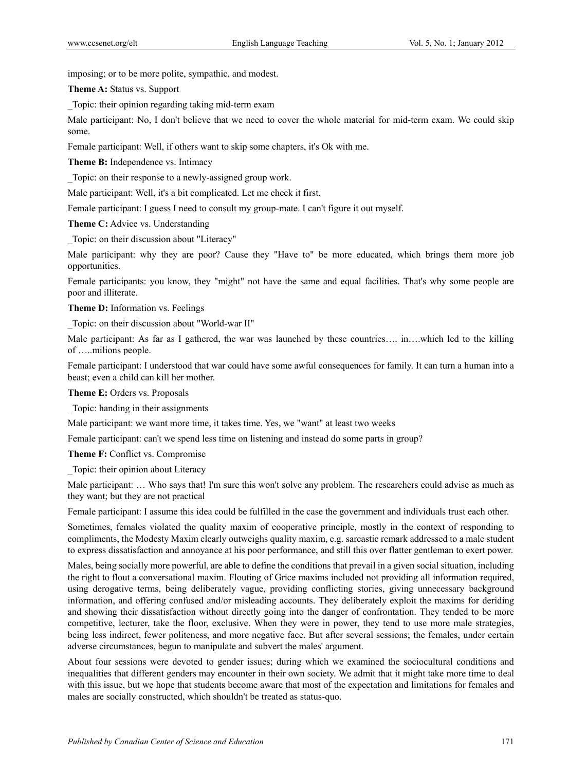imposing; or to be more polite, sympathic, and modest.

**Theme A:** Status vs. Support

_Topic: their opinion regarding taking mid-term exam

Male participant: No, I don't believe that we need to cover the whole material for mid-term exam. We could skip some.

Female participant: Well, if others want to skip some chapters, it's Ok with me.

**Theme B:** Independence vs. Intimacy

_Topic: on their response to a newly-assigned group work.

Male participant: Well, it's a bit complicated. Let me check it first.

Female participant: I guess I need to consult my group-mate. I can't figure it out myself.

**Theme C:** Advice vs. Understanding

_Topic: on their discussion about "Literacy"

Male participant: why they are poor? Cause they "Have to" be more educated, which brings them more job opportunities.

Female participants: you know, they "might" not have the same and equal facilities. That's why some people are poor and illiterate.

**Theme D:** Information vs. Feelings

_Topic: on their discussion about "World-war II"

Male participant: As far as I gathered, the war was launched by these countries…. in….which led to the killing of …..milions people.

Female participant: I understood that war could have some awful consequences for family. It can turn a human into a beast; even a child can kill her mother.

**Theme E:** Orders vs. Proposals

_Topic: handing in their assignments

Male participant: we want more time, it takes time. Yes, we "want" at least two weeks

Female participant: can't we spend less time on listening and instead do some parts in group?

**Theme F:** Conflict vs. Compromise

_Topic: their opinion about Literacy

Male participant: … Who says that! I'm sure this won't solve any problem. The researchers could advise as much as they want; but they are not practical

Female participant: I assume this idea could be fulfilled in the case the government and individuals trust each other.

Sometimes, females violated the quality maxim of cooperative principle, mostly in the context of responding to compliments, the Modesty Maxim clearly outweighs quality maxim, e.g. sarcastic remark addressed to a male student to express dissatisfaction and annoyance at his poor performance, and still this over flatter gentleman to exert power.

Males, being socially more powerful, are able to define the conditions that prevail in a given social situation, including the right to flout a conversational maxim. Flouting of Grice maxims included not providing all information required, using derogative terms, being deliberately vague, providing conflicting stories, giving unnecessary background information, and offering confused and/or misleading accounts. They deliberately exploit the maxims for deriding and showing their dissatisfaction without directly going into the danger of confrontation. They tended to be more competitive, lecturer, take the floor, exclusive. When they were in power, they tend to use more male strategies, being less indirect, fewer politeness, and more negative face. But after several sessions; the females, under certain adverse circumstances, begun to manipulate and subvert the males' argument.

About four sessions were devoted to gender issues; during which we examined the sociocultural conditions and inequalities that different genders may encounter in their own society. We admit that it might take more time to deal with this issue, but we hope that students become aware that most of the expectation and limitations for females and males are socially constructed, which shouldn't be treated as status-quo.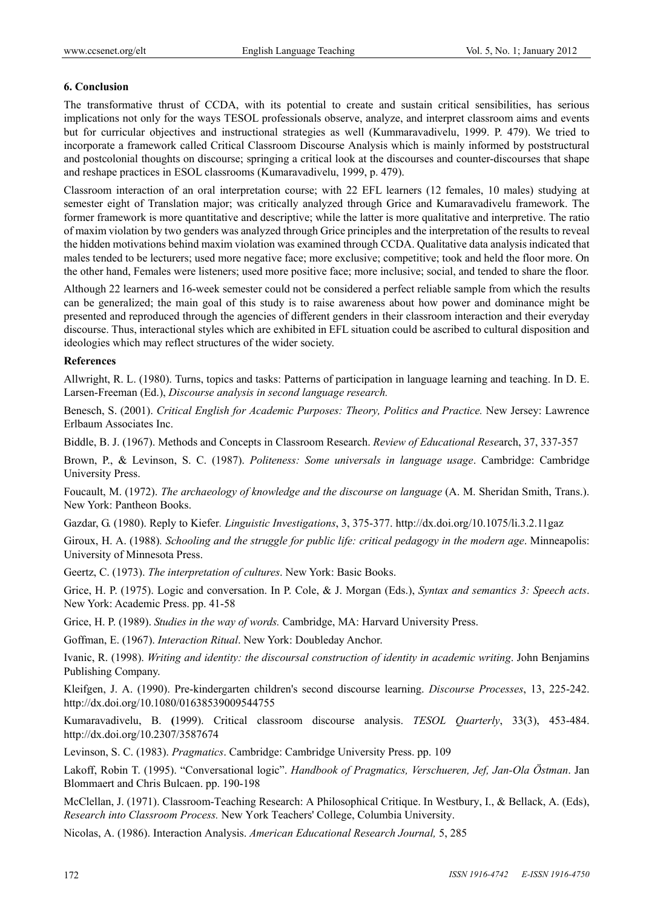## 6. Conclusion

The transformative thrust of CCDA, with its potential to create and sustain critical sensibilities, has serious implications not only for the ways TESOL professionals observe, analyze, and interpret classroom aims and events but for curricular objectives and instructional strategies as well (Kummaravadivelu, 1999. P. 479). We tried to incorporate a framework called Critical Classroom Discourse Analysis which is mainly informed by poststructural and postcolonial thoughts on discourse; springing a critical look at the discourses and counter-discourses that shape and reshape practices in ESOL classrooms (Kumaravadivelu, 1999, p. 479).

Classroom interaction of an oral interpretation course; with 22 EFL learners (12 females, 10 males) studying at semester eight of Translation major; was critically analyzed through Grice and Kumaravadivelu framework. The former framework is more quantitative and descriptive; while the latter is more qualitative and interpretive. The ratio of maxim violation by two genders was analyzed through Grice principles and the interpretation of the results to reveal the hidden motivations behind maxim violation was examined through CCDA. Qualitative data analysis indicated that males tended to be lecturers; used more negative face; more exclusive; competitive; took and held the floor more. On the other hand, Females were listeners; used more positive face; more inclusive; social, and tended to share the floor.

Although 22 learners and 16-week semester could not be considered a perfect reliable sample from which the results can be generalized; the main goal of this study is to raise awareness about how power and dominance might be presented and reproduced through the agencies of different genders in their classroom interaction and their everyday discourse. Thus, interactional styles which are exhibited in EFL situation could be ascribed to cultural disposition and ideologies which may reflect structures of the wider society.

## References

Allwright, R. L. (1980). Turns, topics and tasks: Patterns of participation in language learning and teaching. In D. E. Larsen-Freeman (Ed.), *Discourse analysis in second language research.*

Benesch, S. (2001). *Critical English for Academic Purposes: Theory, Politics and Practice.* New Jersey: Lawrence Erlbaum Associates Inc.

Biddle, B. J. (1967). Methods and Concepts in Classroom Research. *Review of Educational Rese*arch, 37, 337-357

Brown, P., & Levinson, S. C. (1987). *Politeness: Some universals in language usage*. Cambridge: Cambridge University Press.

Foucault, M. (1972). *The archaeology of knowledge and the discourse on language* (A. M. Sheridan Smith, Trans.). New York: Pantheon Books.

Gazdar, G. (1980). Reply to Kiefer. *Linguistic Investigations*, 3, 375-377. http://dx.doi.org/10.1075/li.3.2.11gaz

Giroux, H. A. (1988). *Schooling and the struggle for public life: critical pedagogy in the modern age*. Minneapolis: University of Minnesota Press.

Geertz, C. (1973). *The interpretation of cultures*. New York: Basic Books.

Grice, H. P. (1975). Logic and conversation. In P. Cole, & J. Morgan (Eds.), *Syntax and semantics 3: Speech acts*. New York: Academic Press. pp. 41-58

Grice, H. P. (1989). *Studies in the way of words.* Cambridge, MA: Harvard University Press.

Goffman, E. (1967). *Interaction Ritual*. New York: Doubleday Anchor.

Ivanic, R. (1998). *Writing and identity: the discoursal construction of identity in academic writing*. John Benjamins Publishing Company.

Kleifgen, J. A. (1990). Pre-kindergarten children's second discourse learning. *Discourse Processes*, 13, 225-242. http://dx.doi.org/10.1080/01638539009544755

Kumaravadivelu, B. **(**1999). Critical classroom discourse analysis. *TESOL Quarterly*, 33(3), 453-484. http://dx.doi.org/10.2307/3587674

Levinson, S. C. (1983). *Pragmatics*. Cambridge: Cambridge University Press. pp. 109

Lakoff, Robin T. (1995). "Conversational logic". *Handbook of Pragmatics, Verschueren, Jef, Jan-Ola Östman*. Jan Blommaert and Chris Bulcaen. pp. 190-198

McClellan, J. (1971). Classroom-Teaching Research: A Philosophical Critique. In Westbury, I., & Bellack, A. (Eds), *Research into Classroom Process.* New York Teachers' College, Columbia University.

Nicolas, A. (1986). Interaction Analysis. *American Educational Research Journal,* 5, 285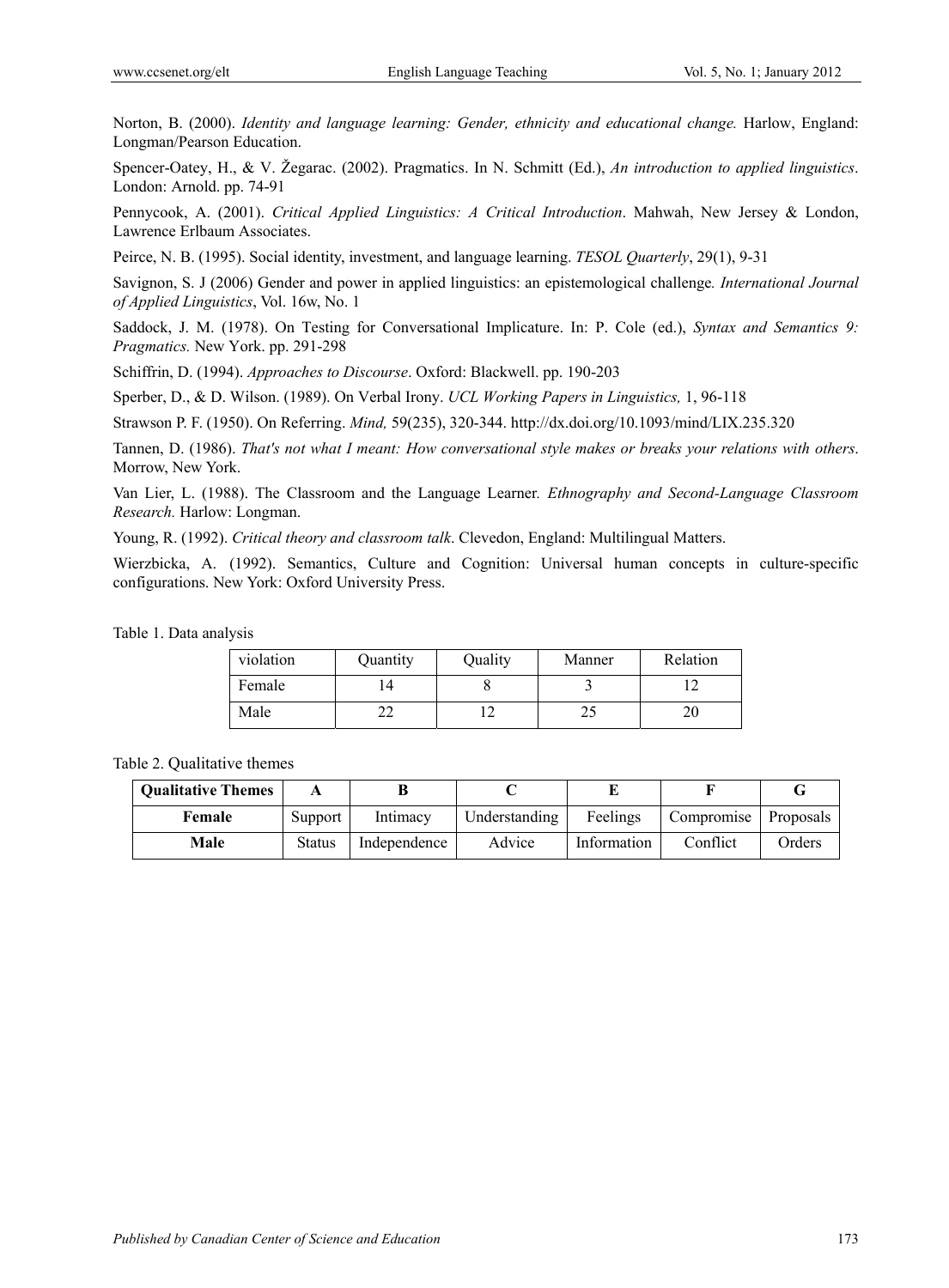Norton, B. (2000). *Identity and language learning: Gender, ethnicity and educational change.* Harlow, England: Longman/Pearson Education.

Spencer-Oatey, H., & V. Žegarac. (2002). Pragmatics. In N. Schmitt (Ed.), *An introduction to applied linguistics*. London: Arnold. pp. 74-91

Pennycook, A. (2001). *Critical Applied Linguistics: A Critical Introduction*. Mahwah, New Jersey & London, Lawrence Erlbaum Associates.

Peirce, N. B. (1995). Social identity, investment, and language learning. *TESOL Quarterly*, 29(1), 9-31

Savignon, S. J (2006) Gender and power in applied linguistics: an epistemological challenge*. International Journal of Applied Linguistics*, Vol. 16w, No. 1

Saddock, J. M. (1978). On Testing for Conversational Implicature. In: P. Cole (ed.), *Syntax and Semantics 9: Pragmatics.* New York. pp. 291-298

Schiffrin, D. (1994). *Approaches to Discourse*. Oxford: Blackwell. pp. 190-203

Sperber, D., & D. Wilson. (1989). On Verbal Irony. *UCL Working Papers in Linguistics,* 1, 96-118

Strawson P. F. (1950). On Referring. *Mind,* 59(235), 320-344. http://dx.doi.org/10.1093/mind/LIX.235.320

Tannen, D. (1986). *That's not what I meant: How conversational style makes or breaks your relations with others*. Morrow, New York.

Van Lier, L. (1988). The Classroom and the Language Learner*. Ethnography and Second-Language Classroom Research.* Harlow: Longman.

Young, R. (1992). *Critical theory and classroom talk*. Clevedon, England: Multilingual Matters.

Wierzbicka, A. (1992). Semantics, Culture and Cognition: Universal human concepts in culture-specific configurations. New York: Oxford University Press.

Table 1. Data analysis

| violation | Quantity | Quality | Manner | Relation |
|---|---|---|---|---|
| Female | 14 | 8 | 3 | 12 |
| Male | 22 | 12 | 25 | 20 |

Table 2. Qualitative themes

| **Qualitative Themes** | **A** | **B** | **C** | **E** | **F** | **G** |
|---|---|---|---|---|---|---|
| **Female** | Support | Intimacy | Understanding | Feelings | Compromise | Proposals |
| **Male** | Status | Independence | Advice | Information | Conflict | Orders |